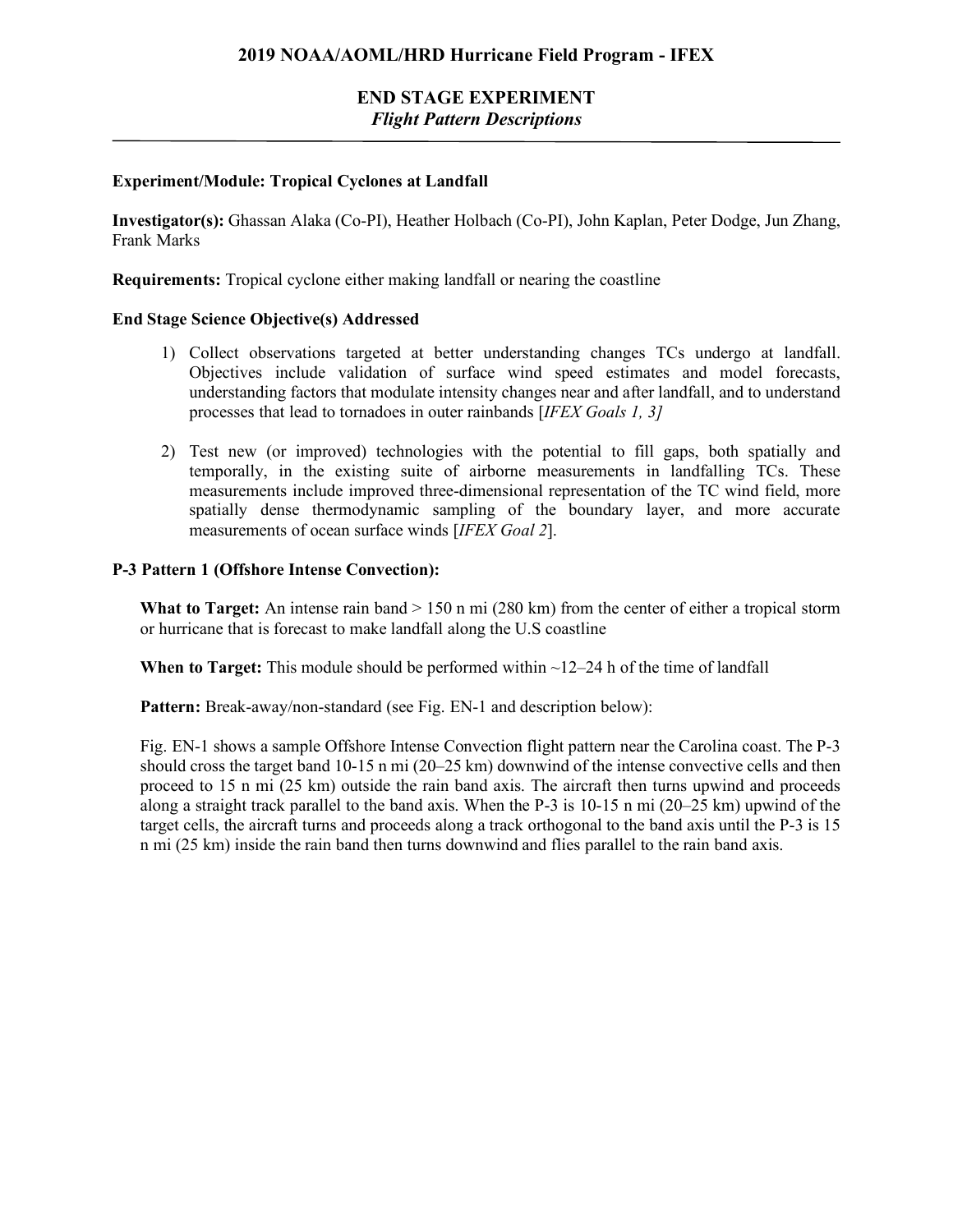# 2019 NOAA/AOML/HRD Hurricane Field Program - IFEX

## END STAGE EXPERIMENT
*Flight Pattern Descriptions*

**Experiment/Module: Tropical Cyclones at Landfall**

**Investigator(s):** Ghassan Alaka (Co-PI), Heather Holbach (Co-PI), John Kaplan, Peter Dodge, Jun Zhang, Frank Marks

**Requirements:** Tropical cyclone either making landfall or nearing the coastline

**End Stage Science Objective(s) Addressed**

1) Collect observations targeted at better understanding changes TCs undergo at landfall. Objectives include validation of surface wind speed estimates and model forecasts, understanding factors that modulate intensity changes near and after landfall, and to understand processes that lead to tornadoes in outer rainbands [*IFEX Goals 1, 3]*

2) Test new (or improved) technologies with the potential to fill gaps, both spatially and temporally, in the existing suite of airborne measurements in landfalling TCs. These measurements include improved three-dimensional representation of the TC wind field, more spatially dense thermodynamic sampling of the boundary layer, and more accurate measurements of ocean surface winds [*IFEX Goal 2*].

**P-3 Pattern 1 (Offshore Intense Convection):**

**What to Target:** An intense rain band > 150 n mi (280 km) from the center of either a tropical storm or hurricane that is forecast to make landfall along the U.S coastline

**When to Target:** This module should be performed within ~12–24 h of the time of landfall

**Pattern:** Break-away/non-standard (see Fig. EN-1 and description below):

Fig. EN-1 shows a sample Offshore Intense Convection flight pattern near the Carolina coast. The P-3 should cross the target band 10-15 n mi (20–25 km) downwind of the intense convective cells and then proceed to 15 n mi (25 km) outside the rain band axis. The aircraft then turns upwind and proceeds along a straight track parallel to the band axis. When the P-3 is 10-15 n mi (20–25 km) upwind of the target cells, the aircraft turns and proceeds along a track orthogonal to the band axis until the P-3 is 15 n mi (25 km) inside the rain band then turns downwind and flies parallel to the rain band axis.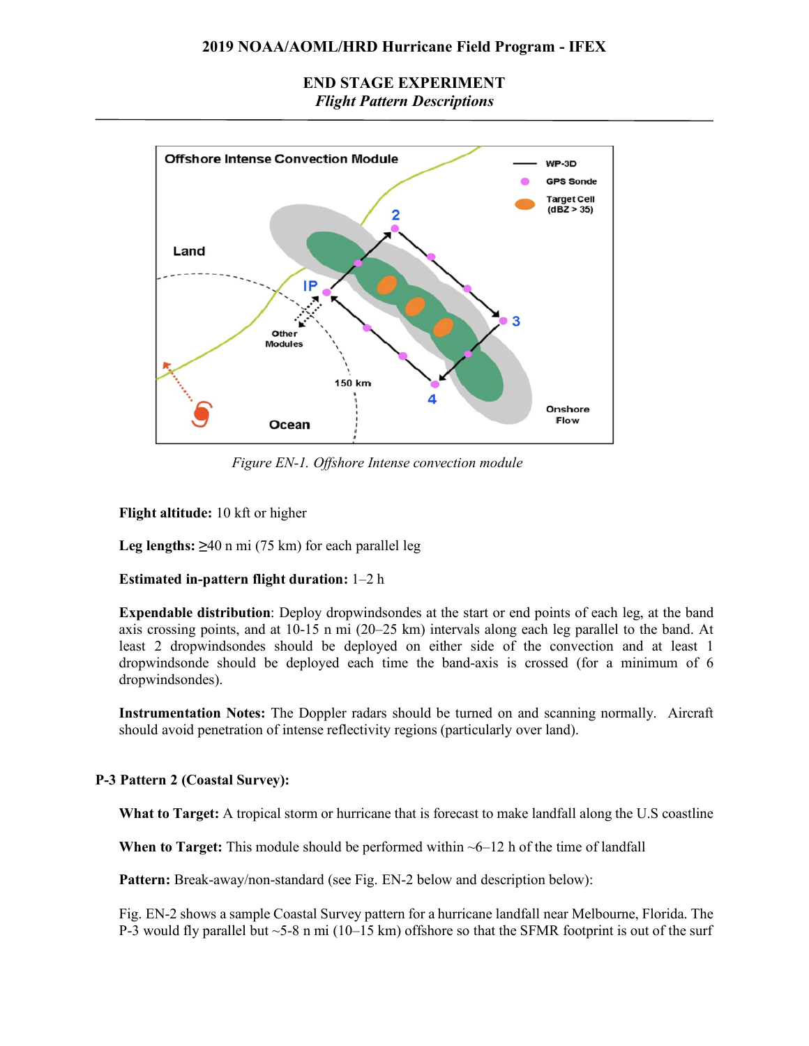## END STAGE EXPERIMENT
*Flight Pattern Descriptions*

*Figure EN-1. Offshore Intense convection module*

**Flight altitude:** 10 kft or higher

**Leg lengths:** ≥40 n mi (75 km) for each parallel leg

**Estimated in-pattern flight duration:** 1–2 h

**Expendable distribution**: Deploy dropwindsondes at the start or end points of each leg, at the band axis crossing points, and at 10-15 n mi (20–25 km) intervals along each leg parallel to the band. At least 2 dropwindsondes should be deployed on either side of the convection and at least 1 dropwindsonde should be deployed each time the band-axis is crossed (for a minimum of 6 dropwindsondes).

**Instrumentation Notes:** The Doppler radars should be turned on and scanning normally. Aircraft should avoid penetration of intense reflectivity regions (particularly over land).

### P-3 Pattern 2 (Coastal Survey):

**What to Target:** A tropical storm or hurricane that is forecast to make landfall along the U.S coastline

**When to Target:** This module should be performed within ~6–12 h of the time of landfall

**Pattern:** Break-away/non-standard (see Fig. EN-2 below and description below):

Fig. EN-2 shows a sample Coastal Survey pattern for a hurricane landfall near Melbourne, Florida. The P-3 would fly parallel but ~5-8 n mi (10–15 km) offshore so that the SFMR footprint is out of the surf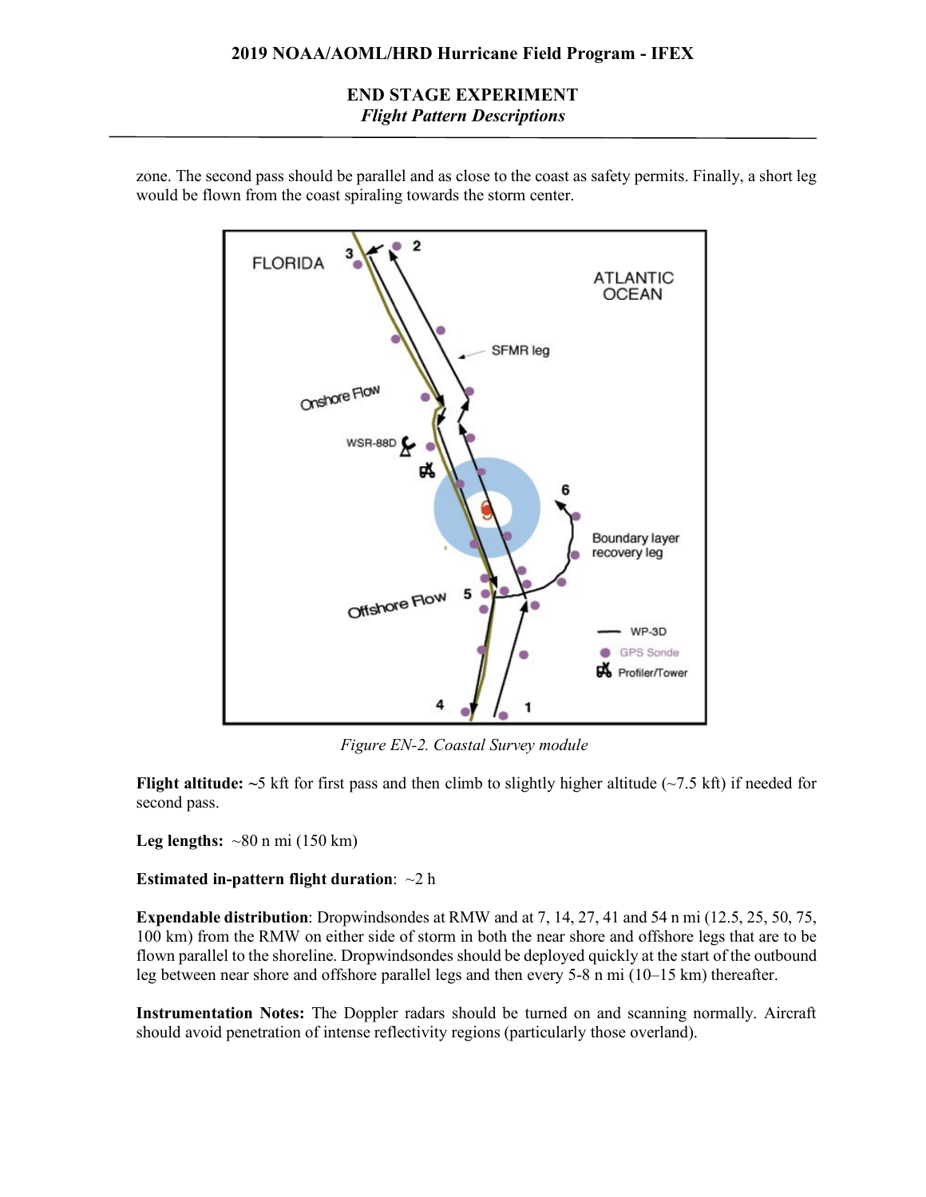zone. The second pass should be parallel and as close to the coast as safety permits. Finally, a short leg would be flown from the coast spiraling towards the storm center.

*Figure EN-2. Coastal Survey module*

**Flight altitude:** ~5 kft for first pass and then climb to slightly higher altitude (~7.5 kft) if needed for second pass.

**Leg lengths:** ~80 n mi (150 km)

**Estimated in-pattern flight duration**: ~2 h

**Expendable distribution**: Dropwindsondes at RMW and at 7, 14, 27, 41 and 54 n mi (12.5, 25, 50, 75, 100 km) from the RMW on either side of storm in both the near shore and offshore legs that are to be flown parallel to the shoreline. Dropwindsondes should be deployed quickly at the start of the outbound leg between near shore and offshore parallel legs and then every 5-8 n mi (10–15 km) thereafter.

**Instrumentation Notes:** The Doppler radars should be turned on and scanning normally. Aircraft should avoid penetration of intense reflectivity regions (particularly those overland).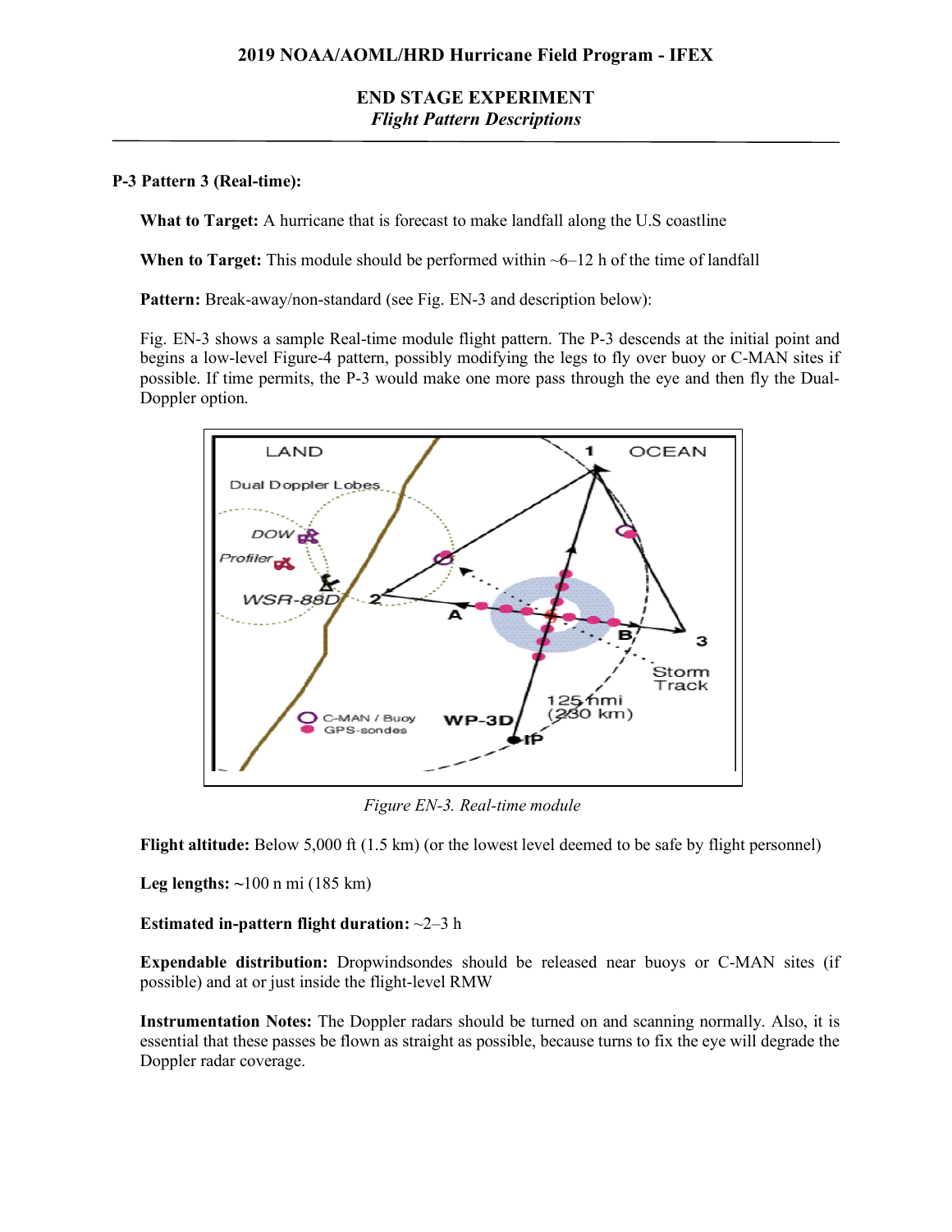## 2019 NOAA/AOML/HRD Hurricane Field Program - IFEX

### END STAGE EXPERIMENT

*Flight Pattern Descriptions*

---

**P-3 Pattern 3 (Real-time):**

**What to Target:** A hurricane that is forecast to make landfall along the U.S coastline

**When to Target:** This module should be performed within ~6–12 h of the time of landfall

**Pattern:** Break-away/non-standard (see Fig. EN-3 and description below):

Fig. EN-3 shows a sample Real-time module flight pattern. The P-3 descends at the initial point and begins a low-level Figure-4 pattern, possibly modifying the legs to fly over buoy or C-MAN sites if possible. If time permits, the P-3 would make one more pass through the eye and then fly the Dual-Doppler option.

*Figure EN-3. Real-time module*

**Flight altitude:** Below 5,000 ft (1.5 km) (or the lowest level deemed to be safe by flight personnel)

**Leg lengths:** ~100 n mi (185 km)

**Estimated in-pattern flight duration:** ~2–3 h

**Expendable distribution:** Dropwindsondes should be released near buoys or C-MAN sites (if possible) and at or just inside the flight-level RMW

**Instrumentation Notes:** The Doppler radars should be turned on and scanning normally. Also, it is essential that these passes be flown as straight as possible, because turns to fix the eye will degrade the Doppler radar coverage.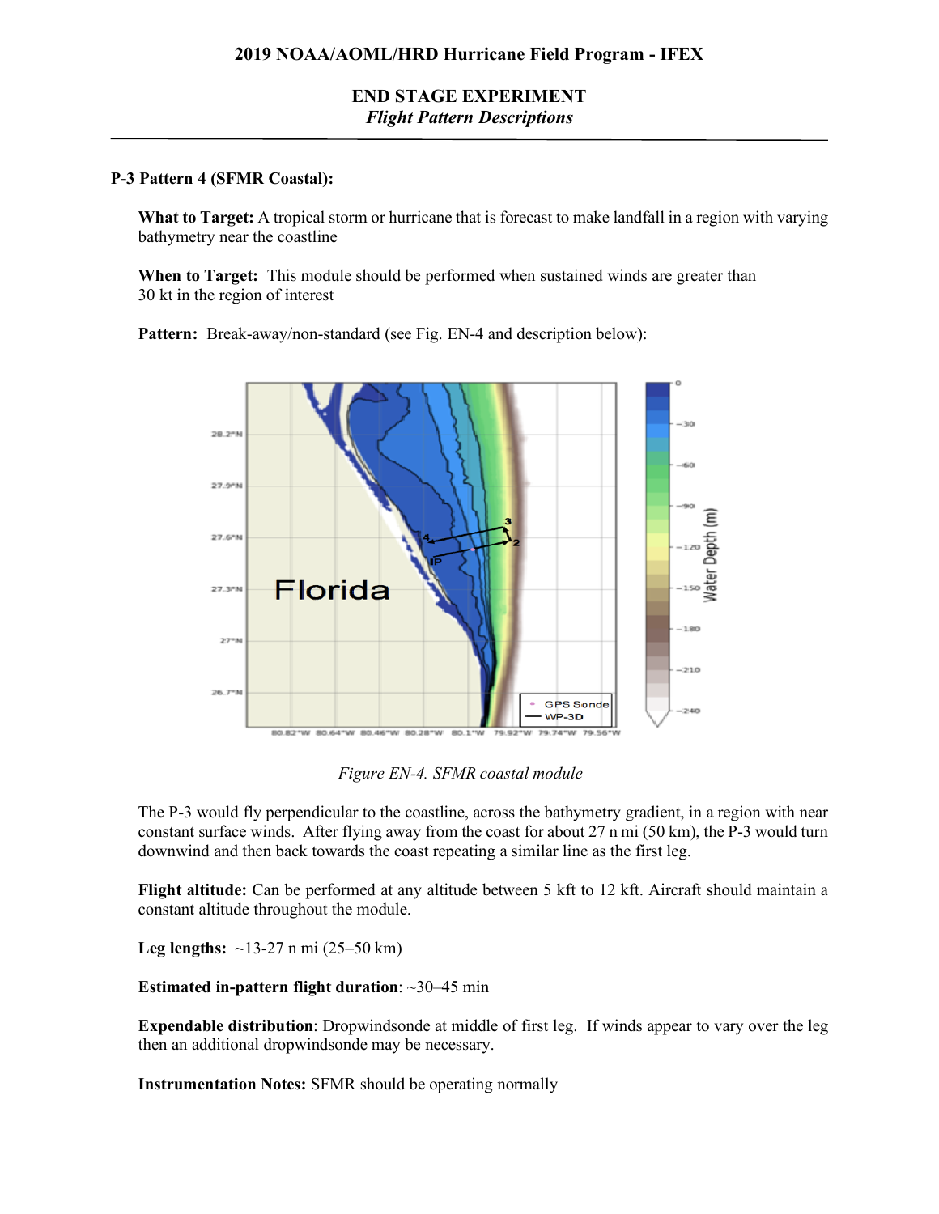## 2019 NOAA/AOML/HRD Hurricane Field Program - IFEX

## END STAGE EXPERIMENT
*Flight Pattern Descriptions*

---

### P-3 Pattern 4 (SFMR Coastal):

**What to Target:** A tropical storm or hurricane that is forecast to make landfall in a region with varying bathymetry near the coastline

**When to Target:** This module should be performed when sustained winds are greater than 30 kt in the region of interest

**Pattern:** Break-away/non-standard (see Fig. EN-4 and description below):

28.2°N
27.9°N
27.6°N
27.3°N
27°N
26.7°N
80.82°W 80.64°W 80.46°W 80.28°W 80.1°W 79.92°W 79.74°W 79.56°W
Florida
IP
2
3
4
GPS Sonde
WP-3D
0
-30
-60
-90
-120
-150
-180
-210
-240
Water Depth (m)

*Figure EN-4. SFMR coastal module*

The P-3 would fly perpendicular to the coastline, across the bathymetry gradient, in a region with near constant surface winds. After flying away from the coast for about 27 n mi (50 km), the P-3 would turn downwind and then back towards the coast repeating a similar line as the first leg.

**Flight altitude:** Can be performed at any altitude between 5 kft to 12 kft. Aircraft should maintain a constant altitude throughout the module.

**Leg lengths:** ~13-27 n mi (25–50 km)

**Estimated in-pattern flight duration**: ~30–45 min

**Expendable distribution**: Dropwindsonde at middle of first leg. If winds appear to vary over the leg then an additional dropwindsonde may be necessary.

**Instrumentation Notes:** SFMR should be operating normally